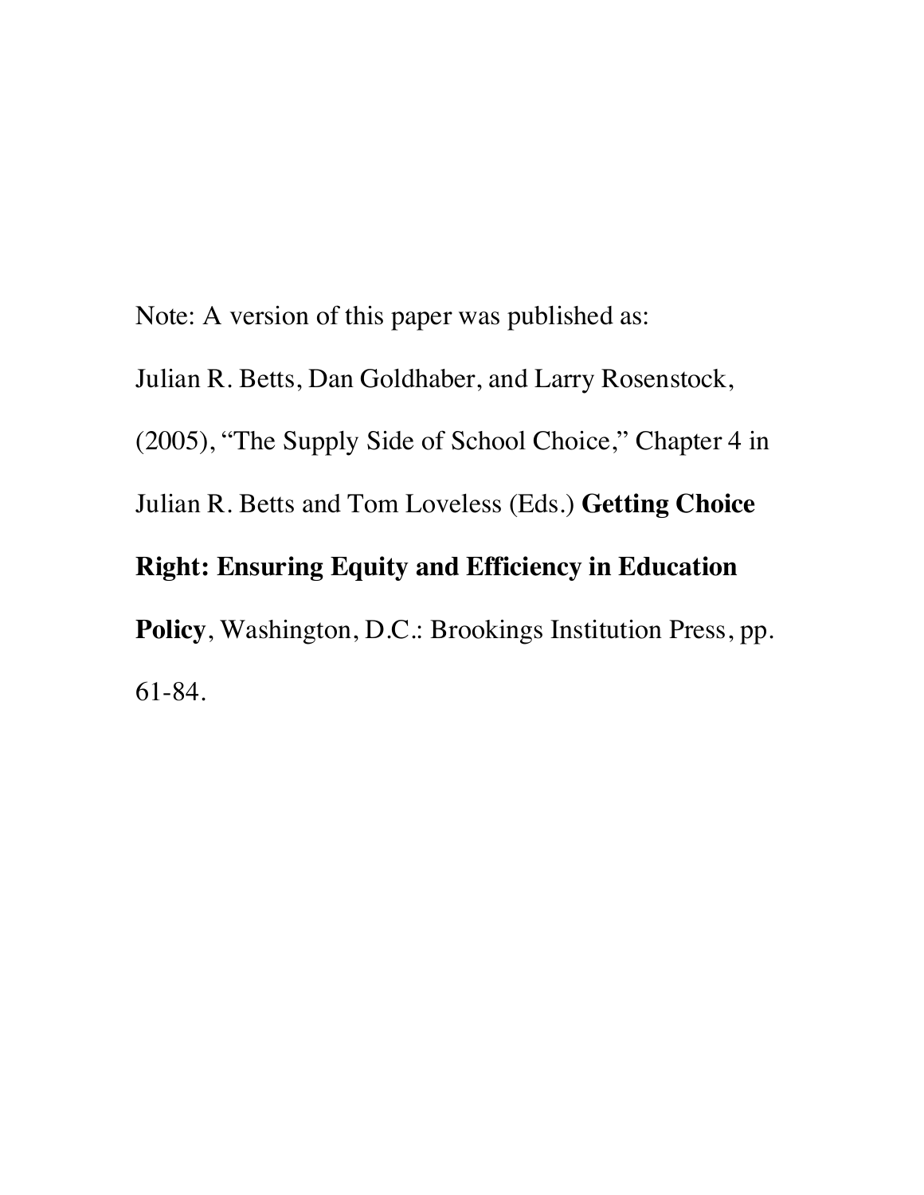Note: A version of this paper was published as:

Julian R. Betts, Dan Goldhaber, and Larry Rosenstock, (2005), "The Supply Side of School Choice," Chapter 4 in Julian R. Betts and Tom Loveless (Eds.) **Getting Choice Right: Ensuring Equity and Efficiency in Education Policy**, Washington, D.C.: Brookings Institution Press, pp. 61-84.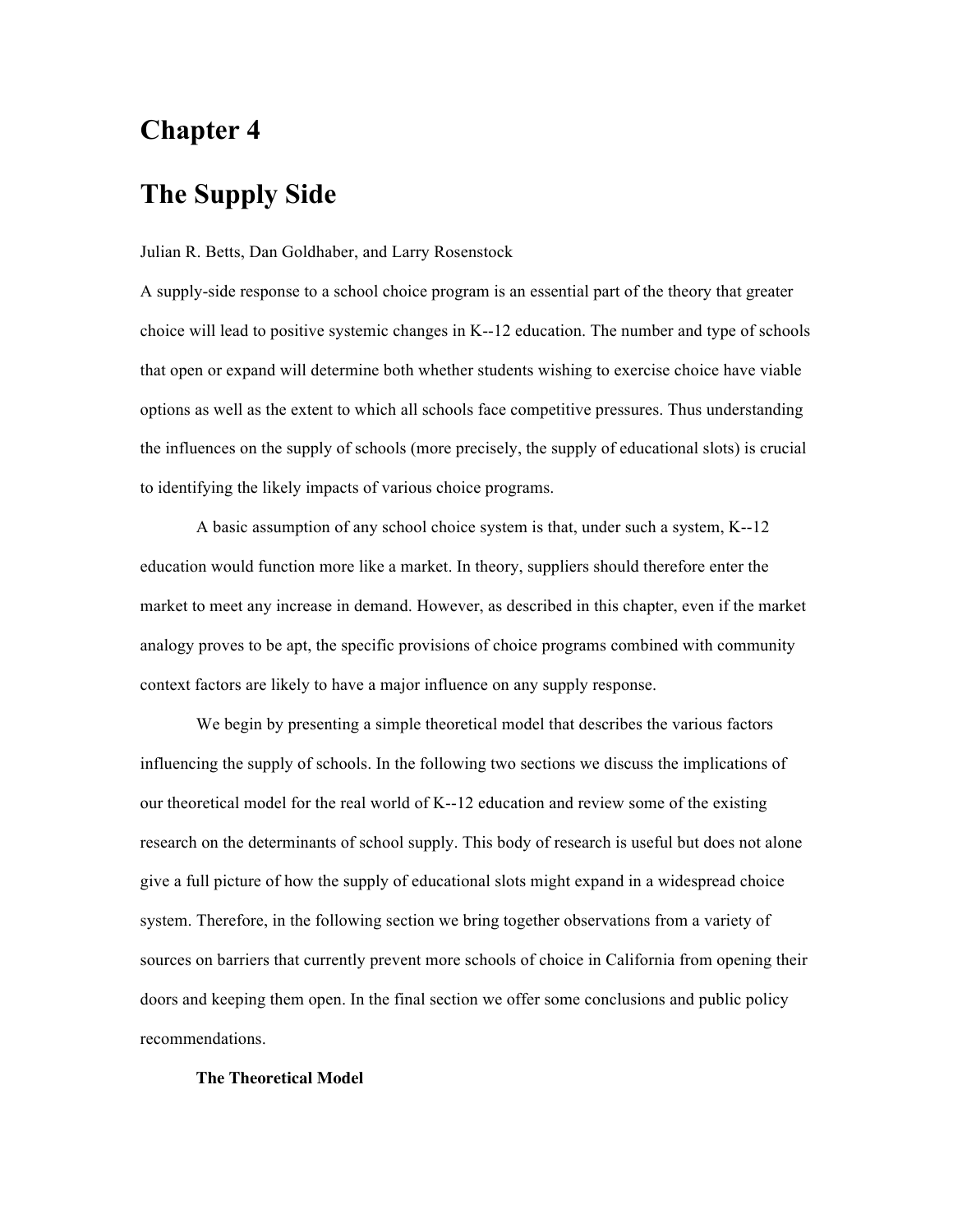# Chapter 4

# The Supply Side

Julian R. Betts, Dan Goldhaber, and Larry Rosenstock

A supply-side response to a school choice program is an essential part of the theory that greater choice will lead to positive systemic changes in K--12 education. The number and type of schools that open or expand will determine both whether students wishing to exercise choice have viable options as well as the extent to which all schools face competitive pressures. Thus understanding the influences on the supply of schools (more precisely, the supply of educational slots) is crucial to identifying the likely impacts of various choice programs.

A basic assumption of any school choice system is that, under such a system, K--12 education would function more like a market. In theory, suppliers should therefore enter the market to meet any increase in demand. However, as described in this chapter, even if the market analogy proves to be apt, the specific provisions of choice programs combined with community context factors are likely to have a major influence on any supply response.

We begin by presenting a simple theoretical model that describes the various factors influencing the supply of schools. In the following two sections we discuss the implications of our theoretical model for the real world of K--12 education and review some of the existing research on the determinants of school supply. This body of research is useful but does not alone give a full picture of how the supply of educational slots might expand in a widespread choice system. Therefore, in the following section we bring together observations from a variety of sources on barriers that currently prevent more schools of choice in California from opening their doors and keeping them open. In the final section we offer some conclusions and public policy recommendations.

### The Theoretical Model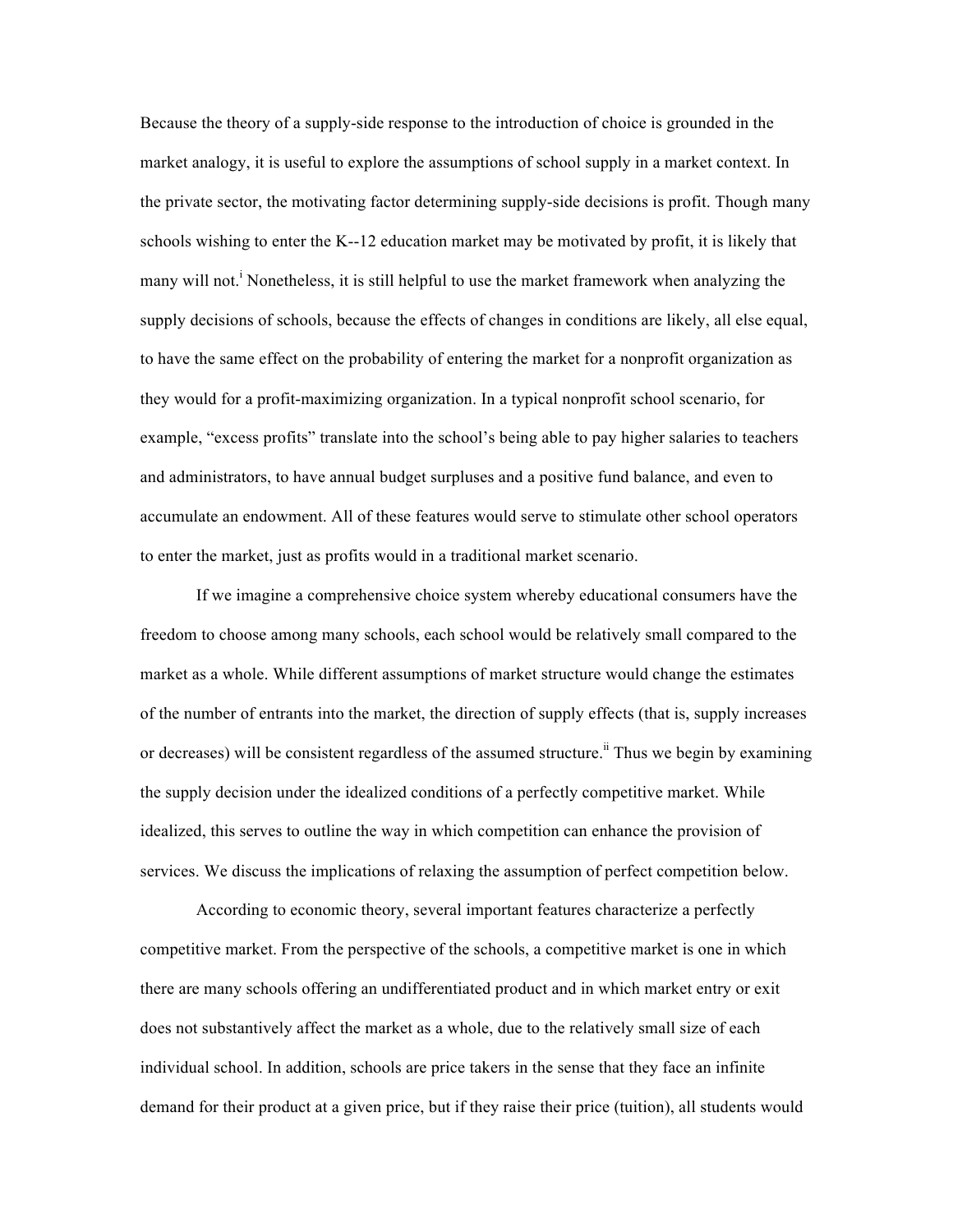Because the theory of a supply-side response to the introduction of choice is grounded in the market analogy, it is useful to explore the assumptions of school supply in a market context. In the private sector, the motivating factor determining supply-side decisions is profit. Though many schools wishing to enter the K--12 education market may be motivated by profit, it is likely that many will not.[i] Nonetheless, it is still helpful to use the market framework when analyzing the supply decisions of schools, because the effects of changes in conditions are likely, all else equal, to have the same effect on the probability of entering the market for a nonprofit organization as they would for a profit-maximizing organization. In a typical nonprofit school scenario, for example, "excess profits" translate into the school's being able to pay higher salaries to teachers and administrators, to have annual budget surpluses and a positive fund balance, and even to accumulate an endowment. All of these features would serve to stimulate other school operators to enter the market, just as profits would in a traditional market scenario.

If we imagine a comprehensive choice system whereby educational consumers have the freedom to choose among many schools, each school would be relatively small compared to the market as a whole. While different assumptions of market structure would change the estimates of the number of entrants into the market, the direction of supply effects (that is, supply increases or decreases) will be consistent regardless of the assumed structure.[ii] Thus we begin by examining the supply decision under the idealized conditions of a perfectly competitive market. While idealized, this serves to outline the way in which competition can enhance the provision of services. We discuss the implications of relaxing the assumption of perfect competition below.

According to economic theory, several important features characterize a perfectly competitive market. From the perspective of the schools, a competitive market is one in which there are many schools offering an undifferentiated product and in which market entry or exit does not substantively affect the market as a whole, due to the relatively small size of each individual school. In addition, schools are price takers in the sense that they face an infinite demand for their product at a given price, but if they raise their price (tuition), all students would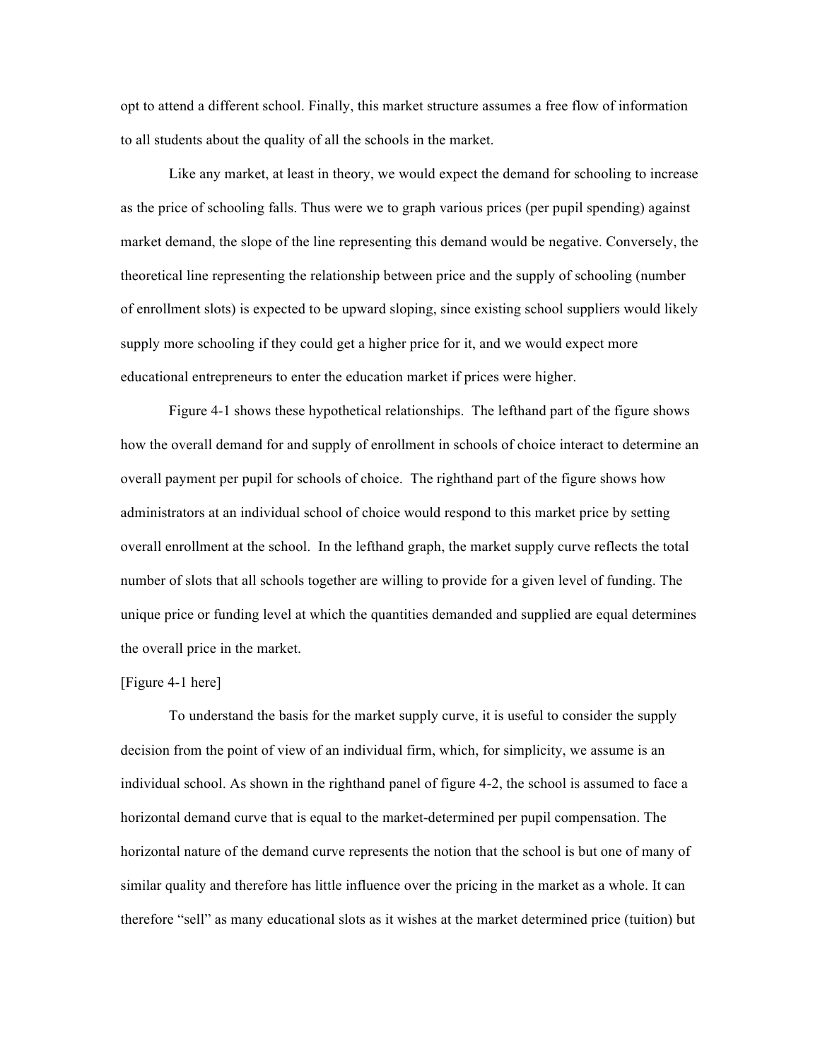opt to attend a different school. Finally, this market structure assumes a free flow of information to all students about the quality of all the schools in the market.

Like any market, at least in theory, we would expect the demand for schooling to increase as the price of schooling falls. Thus were we to graph various prices (per pupil spending) against market demand, the slope of the line representing this demand would be negative. Conversely, the theoretical line representing the relationship between price and the supply of schooling (number of enrollment slots) is expected to be upward sloping, since existing school suppliers would likely supply more schooling if they could get a higher price for it, and we would expect more educational entrepreneurs to enter the education market if prices were higher.

Figure 4-1 shows these hypothetical relationships. The lefthand part of the figure shows how the overall demand for and supply of enrollment in schools of choice interact to determine an overall payment per pupil for schools of choice. The righthand part of the figure shows how administrators at an individual school of choice would respond to this market price by setting overall enrollment at the school. In the lefthand graph, the market supply curve reflects the total number of slots that all schools together are willing to provide for a given level of funding. The unique price or funding level at which the quantities demanded and supplied are equal determines the overall price in the market.

[Figure 4-1 here]

To understand the basis for the market supply curve, it is useful to consider the supply decision from the point of view of an individual firm, which, for simplicity, we assume is an individual school. As shown in the righthand panel of figure 4-2, the school is assumed to face a horizontal demand curve that is equal to the market-determined per pupil compensation. The horizontal nature of the demand curve represents the notion that the school is but one of many of similar quality and therefore has little influence over the pricing in the market as a whole. It can therefore "sell" as many educational slots as it wishes at the market determined price (tuition) but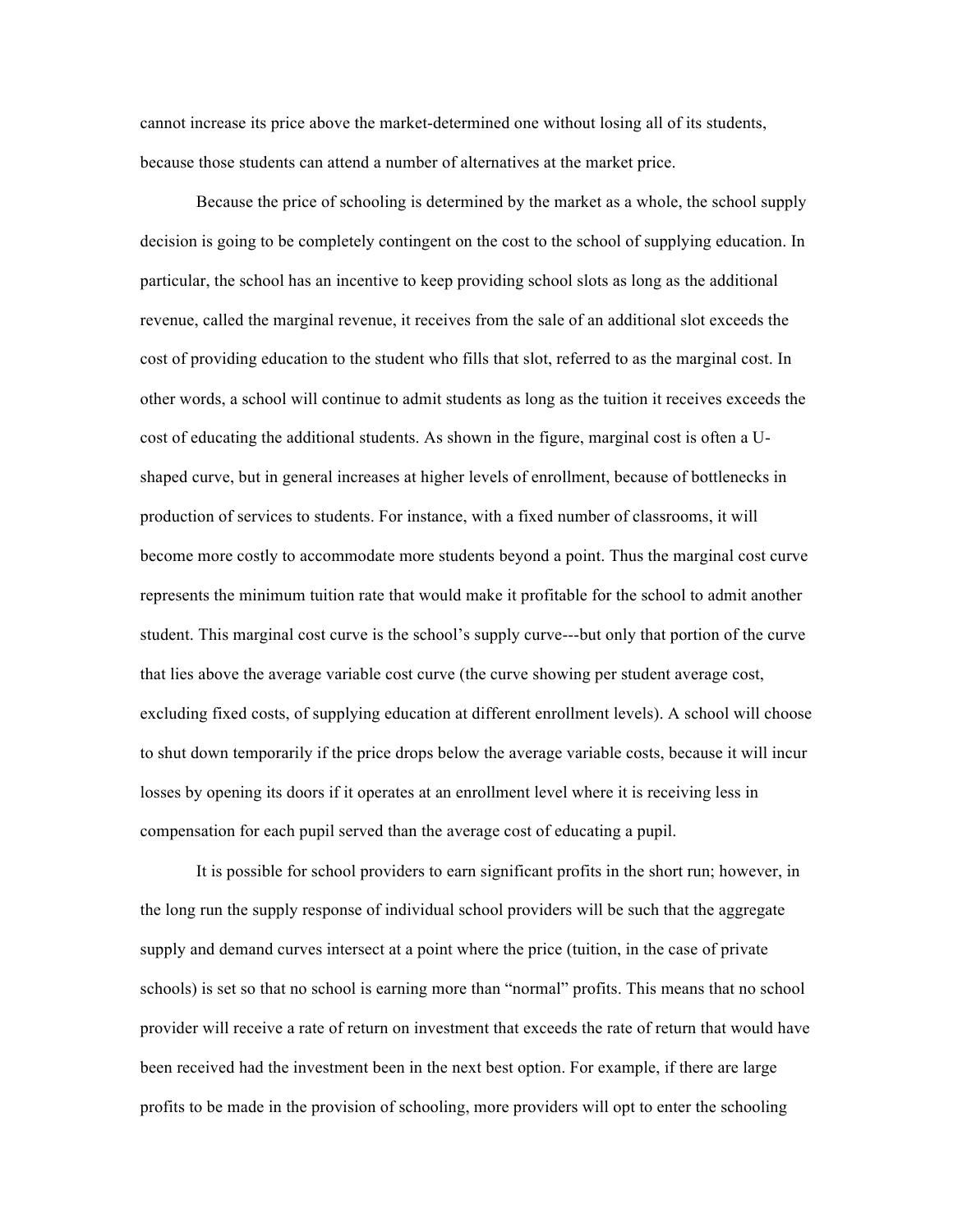cannot increase its price above the market-determined one without losing all of its students, because those students can attend a number of alternatives at the market price.

Because the price of schooling is determined by the market as a whole, the school supply decision is going to be completely contingent on the cost to the school of supplying education. In particular, the school has an incentive to keep providing school slots as long as the additional revenue, called the marginal revenue, it receives from the sale of an additional slot exceeds the cost of providing education to the student who fills that slot, referred to as the marginal cost. In other words, a school will continue to admit students as long as the tuition it receives exceeds the cost of educating the additional students. As shown in the figure, marginal cost is often a U-shaped curve, but in general increases at higher levels of enrollment, because of bottlenecks in production of services to students. For instance, with a fixed number of classrooms, it will become more costly to accommodate more students beyond a point. Thus the marginal cost curve represents the minimum tuition rate that would make it profitable for the school to admit another student. This marginal cost curve is the school's supply curve---but only that portion of the curve that lies above the average variable cost curve (the curve showing per student average cost, excluding fixed costs, of supplying education at different enrollment levels). A school will choose to shut down temporarily if the price drops below the average variable costs, because it will incur losses by opening its doors if it operates at an enrollment level where it is receiving less in compensation for each pupil served than the average cost of educating a pupil.

It is possible for school providers to earn significant profits in the short run; however, in the long run the supply response of individual school providers will be such that the aggregate supply and demand curves intersect at a point where the price (tuition, in the case of private schools) is set so that no school is earning more than "normal" profits. This means that no school provider will receive a rate of return on investment that exceeds the rate of return that would have been received had the investment been in the next best option. For example, if there are large profits to be made in the provision of schooling, more providers will opt to enter the schooling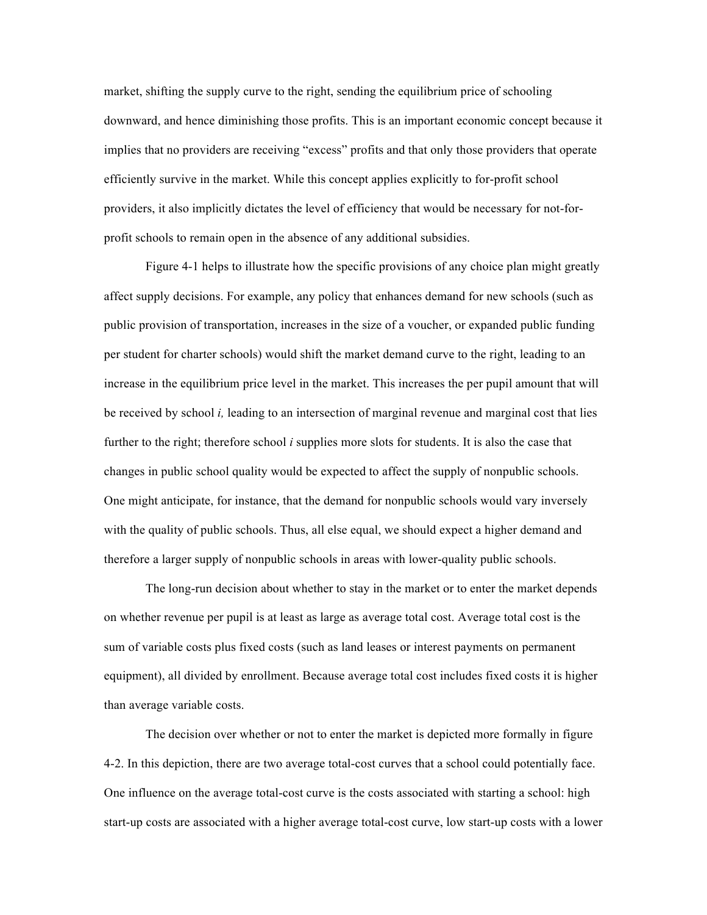market, shifting the supply curve to the right, sending the equilibrium price of schooling downward, and hence diminishing those profits. This is an important economic concept because it implies that no providers are receiving "excess" profits and that only those providers that operate efficiently survive in the market. While this concept applies explicitly to for-profit school providers, it also implicitly dictates the level of efficiency that would be necessary for not-for-profit schools to remain open in the absence of any additional subsidies.

Figure 4-1 helps to illustrate how the specific provisions of any choice plan might greatly affect supply decisions. For example, any policy that enhances demand for new schools (such as public provision of transportation, increases in the size of a voucher, or expanded public funding per student for charter schools) would shift the market demand curve to the right, leading to an increase in the equilibrium price level in the market. This increases the per pupil amount that will be received by school *i,* leading to an intersection of marginal revenue and marginal cost that lies further to the right; therefore school *i* supplies more slots for students. It is also the case that changes in public school quality would be expected to affect the supply of nonpublic schools. One might anticipate, for instance, that the demand for nonpublic schools would vary inversely with the quality of public schools. Thus, all else equal, we should expect a higher demand and therefore a larger supply of nonpublic schools in areas with lower-quality public schools.

The long-run decision about whether to stay in the market or to enter the market depends on whether revenue per pupil is at least as large as average total cost. Average total cost is the sum of variable costs plus fixed costs (such as land leases or interest payments on permanent equipment), all divided by enrollment. Because average total cost includes fixed costs it is higher than average variable costs.

The decision over whether or not to enter the market is depicted more formally in figure 4-2. In this depiction, there are two average total-cost curves that a school could potentially face. One influence on the average total-cost curve is the costs associated with starting a school: high start-up costs are associated with a higher average total-cost curve, low start-up costs with a lower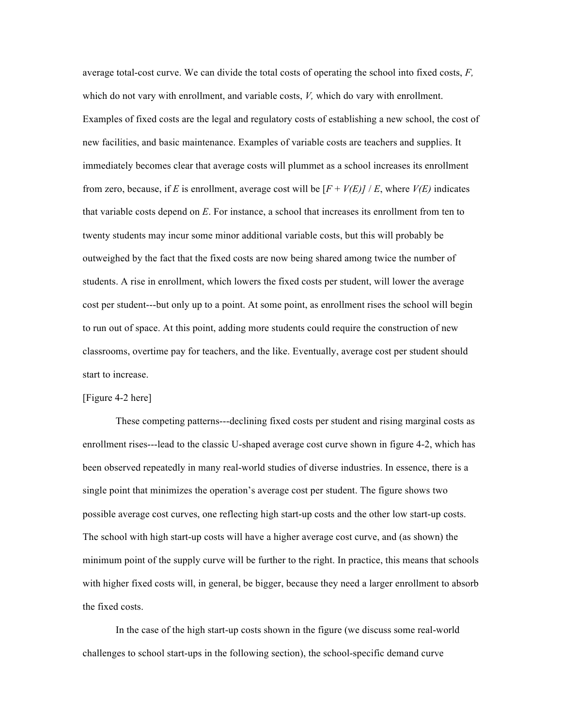average total-cost curve. We can divide the total costs of operating the school into fixed costs, $F$, which do not vary with enrollment, and variable costs, $V$, which do vary with enrollment. Examples of fixed costs are the legal and regulatory costs of establishing a new school, the cost of new facilities, and basic maintenance. Examples of variable costs are teachers and supplies. It immediately becomes clear that average costs will plummet as a school increases its enrollment from zero, because, if $E$ is enrollment, average cost will be $[F + V(E)] / E$, where $V(E)$ indicates that variable costs depend on $E$. For instance, a school that increases its enrollment from ten to twenty students may incur some minor additional variable costs, but this will probably be outweighed by the fact that the fixed costs are now being shared among twice the number of students. A rise in enrollment, which lowers the fixed costs per student, will lower the average cost per student---but only up to a point. At some point, as enrollment rises the school will begin to run out of space. At this point, adding more students could require the construction of new classrooms, overtime pay for teachers, and the like. Eventually, average cost per student should start to increase.

[Figure 4-2 here]

These competing patterns---declining fixed costs per student and rising marginal costs as enrollment rises---lead to the classic U-shaped average cost curve shown in figure 4-2, which has been observed repeatedly in many real-world studies of diverse industries. In essence, there is a single point that minimizes the operation's average cost per student. The figure shows two possible average cost curves, one reflecting high start-up costs and the other low start-up costs. The school with high start-up costs will have a higher average cost curve, and (as shown) the minimum point of the supply curve will be further to the right. In practice, this means that schools with higher fixed costs will, in general, be bigger, because they need a larger enrollment to absorb the fixed costs.

In the case of the high start-up costs shown in the figure (we discuss some real-world challenges to school start-ups in the following section), the school-specific demand curve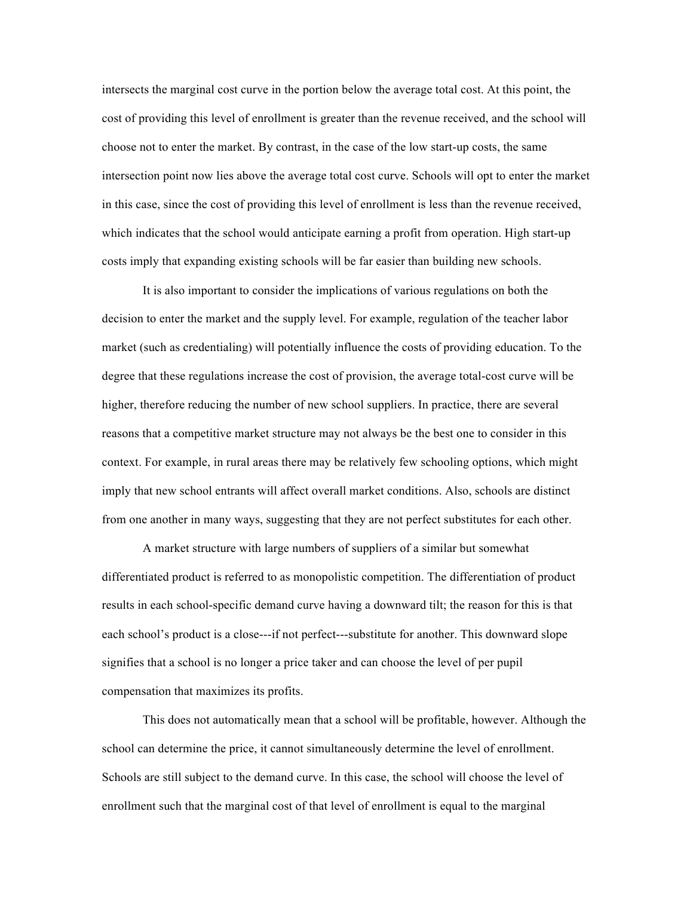intersects the marginal cost curve in the portion below the average total cost. At this point, the cost of providing this level of enrollment is greater than the revenue received, and the school will choose not to enter the market. By contrast, in the case of the low start-up costs, the same intersection point now lies above the average total cost curve. Schools will opt to enter the market in this case, since the cost of providing this level of enrollment is less than the revenue received, which indicates that the school would anticipate earning a profit from operation. High start-up costs imply that expanding existing schools will be far easier than building new schools.

It is also important to consider the implications of various regulations on both the decision to enter the market and the supply level. For example, regulation of the teacher labor market (such as credentialing) will potentially influence the costs of providing education. To the degree that these regulations increase the cost of provision, the average total-cost curve will be higher, therefore reducing the number of new school suppliers. In practice, there are several reasons that a competitive market structure may not always be the best one to consider in this context. For example, in rural areas there may be relatively few schooling options, which might imply that new school entrants will affect overall market conditions. Also, schools are distinct from one another in many ways, suggesting that they are not perfect substitutes for each other.

A market structure with large numbers of suppliers of a similar but somewhat differentiated product is referred to as monopolistic competition. The differentiation of product results in each school-specific demand curve having a downward tilt; the reason for this is that each school's product is a close---if not perfect---substitute for another. This downward slope signifies that a school is no longer a price taker and can choose the level of per pupil compensation that maximizes its profits.

This does not automatically mean that a school will be profitable, however. Although the school can determine the price, it cannot simultaneously determine the level of enrollment. Schools are still subject to the demand curve. In this case, the school will choose the level of enrollment such that the marginal cost of that level of enrollment is equal to the marginal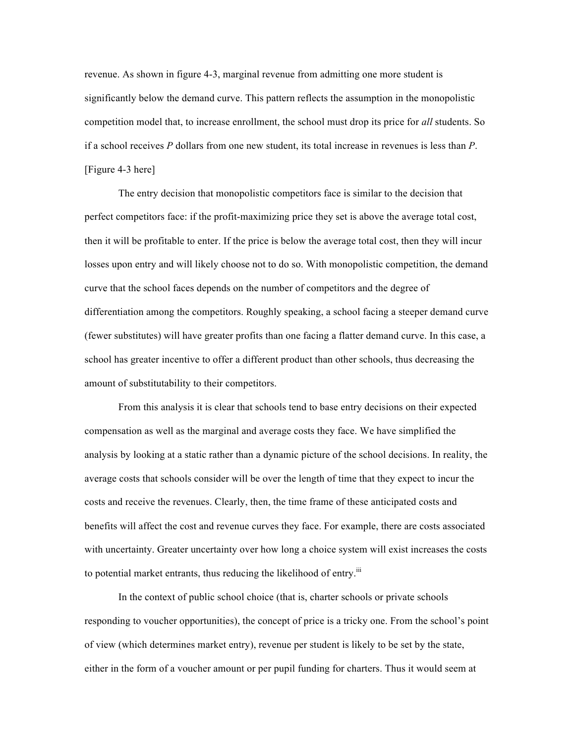revenue. As shown in figure 4-3, marginal revenue from admitting one more student is significantly below the demand curve. This pattern reflects the assumption in the monopolistic competition model that, to increase enrollment, the school must drop its price for *all* students. So if a school receives $P$ dollars from one new student, its total increase in revenues is less than $P$.

[Figure 4-3 here]

The entry decision that monopolistic competitors face is similar to the decision that perfect competitors face: if the profit-maximizing price they set is above the average total cost, then it will be profitable to enter. If the price is below the average total cost, then they will incur losses upon entry and will likely choose not to do so. With monopolistic competition, the demand curve that the school faces depends on the number of competitors and the degree of differentiation among the competitors. Roughly speaking, a school facing a steeper demand curve (fewer substitutes) will have greater profits than one facing a flatter demand curve. In this case, a school has greater incentive to offer a different product than other schools, thus decreasing the amount of substitutability to their competitors.

From this analysis it is clear that schools tend to base entry decisions on their expected compensation as well as the marginal and average costs they face. We have simplified the analysis by looking at a static rather than a dynamic picture of the school decisions. In reality, the average costs that schools consider will be over the length of time that they expect to incur the costs and receive the revenues. Clearly, then, the time frame of these anticipated costs and benefits will affect the cost and revenue curves they face. For example, there are costs associated with uncertainty. Greater uncertainty over how long a choice system will exist increases the costs to potential market entrants, thus reducing the likelihood of entry.[iii]

In the context of public school choice (that is, charter schools or private schools responding to voucher opportunities), the concept of price is a tricky one. From the school's point of view (which determines market entry), revenue per student is likely to be set by the state, either in the form of a voucher amount or per pupil funding for charters. Thus it would seem at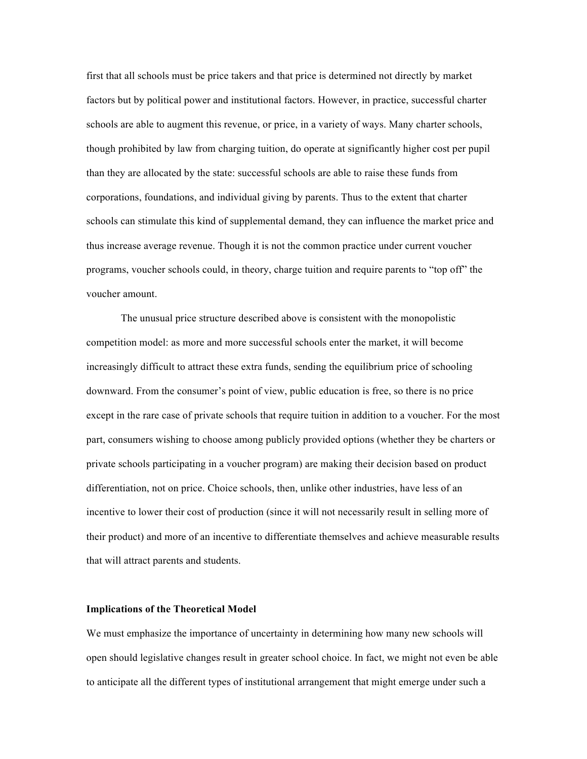first that all schools must be price takers and that price is determined not directly by market factors but by political power and institutional factors. However, in practice, successful charter schools are able to augment this revenue, or price, in a variety of ways. Many charter schools, though prohibited by law from charging tuition, do operate at significantly higher cost per pupil than they are allocated by the state: successful schools are able to raise these funds from corporations, foundations, and individual giving by parents. Thus to the extent that charter schools can stimulate this kind of supplemental demand, they can influence the market price and thus increase average revenue. Though it is not the common practice under current voucher programs, voucher schools could, in theory, charge tuition and require parents to "top off" the voucher amount.

The unusual price structure described above is consistent with the monopolistic competition model: as more and more successful schools enter the market, it will become increasingly difficult to attract these extra funds, sending the equilibrium price of schooling downward. From the consumer's point of view, public education is free, so there is no price except in the rare case of private schools that require tuition in addition to a voucher. For the most part, consumers wishing to choose among publicly provided options (whether they be charters or private schools participating in a voucher program) are making their decision based on product differentiation, not on price. Choice schools, then, unlike other industries, have less of an incentive to lower their cost of production (since it will not necessarily result in selling more of their product) and more of an incentive to differentiate themselves and achieve measurable results that will attract parents and students.

**Implications of the Theoretical Model**

We must emphasize the importance of uncertainty in determining how many new schools will open should legislative changes result in greater school choice. In fact, we might not even be able to anticipate all the different types of institutional arrangement that might emerge under such a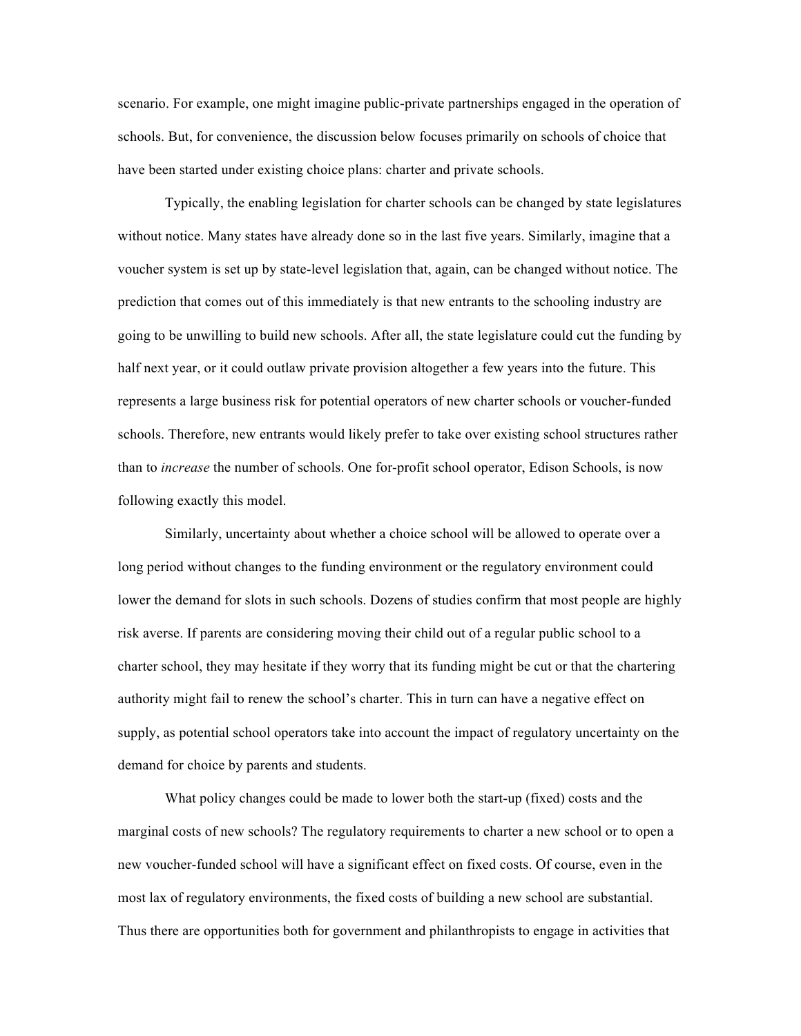scenario. For example, one might imagine public-private partnerships engaged in the operation of schools. But, for convenience, the discussion below focuses primarily on schools of choice that have been started under existing choice plans: charter and private schools.

Typically, the enabling legislation for charter schools can be changed by state legislatures without notice. Many states have already done so in the last five years. Similarly, imagine that a voucher system is set up by state-level legislation that, again, can be changed without notice. The prediction that comes out of this immediately is that new entrants to the schooling industry are going to be unwilling to build new schools. After all, the state legislature could cut the funding by half next year, or it could outlaw private provision altogether a few years into the future. This represents a large business risk for potential operators of new charter schools or voucher-funded schools. Therefore, new entrants would likely prefer to take over existing school structures rather than to *increase* the number of schools. One for-profit school operator, Edison Schools, is now following exactly this model.

Similarly, uncertainty about whether a choice school will be allowed to operate over a long period without changes to the funding environment or the regulatory environment could lower the demand for slots in such schools. Dozens of studies confirm that most people are highly risk averse. If parents are considering moving their child out of a regular public school to a charter school, they may hesitate if they worry that its funding might be cut or that the chartering authority might fail to renew the school's charter. This in turn can have a negative effect on supply, as potential school operators take into account the impact of regulatory uncertainty on the demand for choice by parents and students.

What policy changes could be made to lower both the start-up (fixed) costs and the marginal costs of new schools? The regulatory requirements to charter a new school or to open a new voucher-funded school will have a significant effect on fixed costs. Of course, even in the most lax of regulatory environments, the fixed costs of building a new school are substantial. Thus there are opportunities both for government and philanthropists to engage in activities that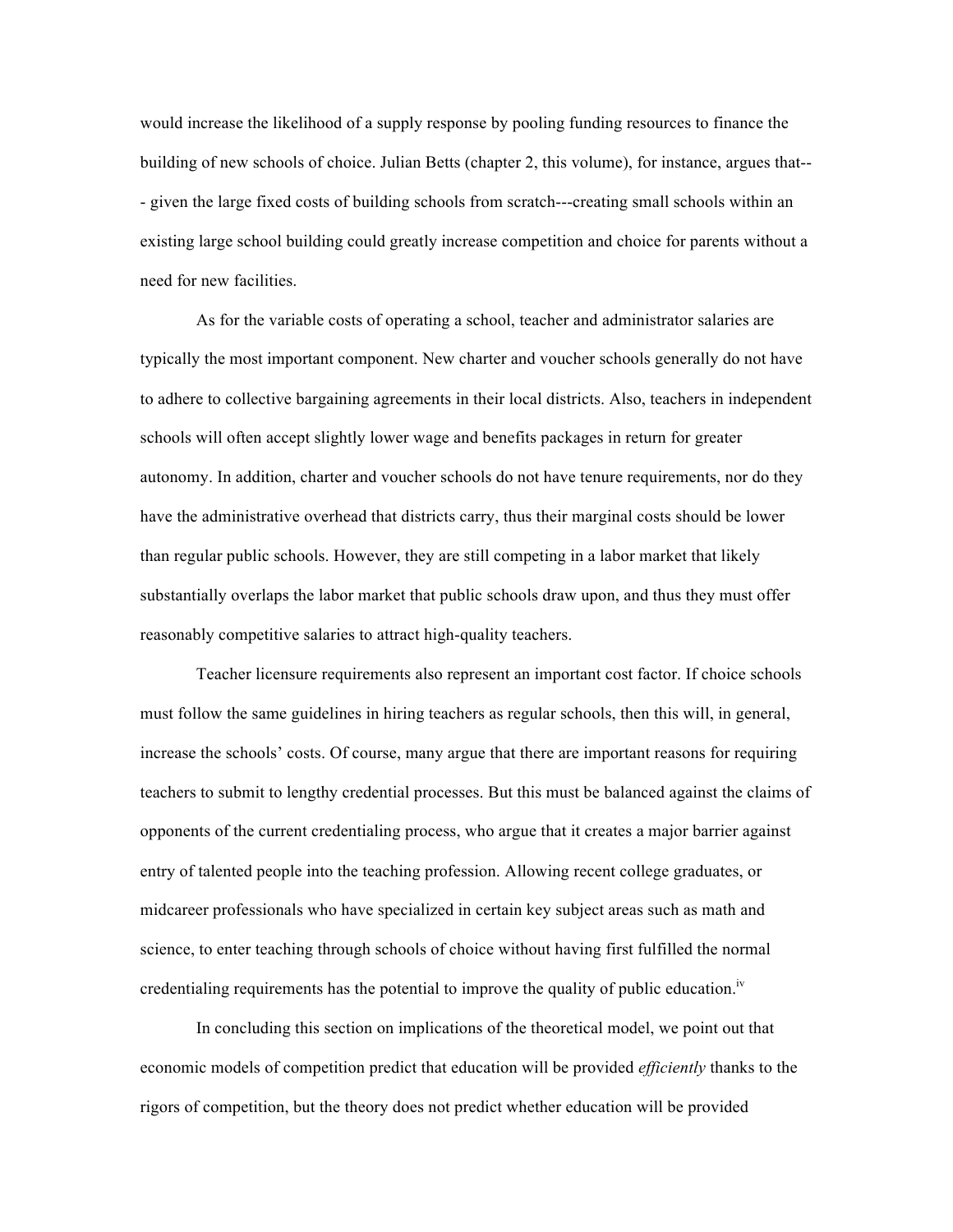would increase the likelihood of a supply response by pooling funding resources to finance the building of new schools of choice. Julian Betts (chapter 2, this volume), for instance, argues that--- given the large fixed costs of building schools from scratch---creating small schools within an existing large school building could greatly increase competition and choice for parents without a need for new facilities.

As for the variable costs of operating a school, teacher and administrator salaries are typically the most important component. New charter and voucher schools generally do not have to adhere to collective bargaining agreements in their local districts. Also, teachers in independent schools will often accept slightly lower wage and benefits packages in return for greater autonomy. In addition, charter and voucher schools do not have tenure requirements, nor do they have the administrative overhead that districts carry, thus their marginal costs should be lower than regular public schools. However, they are still competing in a labor market that likely substantially overlaps the labor market that public schools draw upon, and thus they must offer reasonably competitive salaries to attract high-quality teachers.

Teacher licensure requirements also represent an important cost factor. If choice schools must follow the same guidelines in hiring teachers as regular schools, then this will, in general, increase the schools' costs. Of course, many argue that there are important reasons for requiring teachers to submit to lengthy credential processes. But this must be balanced against the claims of opponents of the current credentialing process, who argue that it creates a major barrier against entry of talented people into the teaching profession. Allowing recent college graduates, or midcareer professionals who have specialized in certain key subject areas such as math and science, to enter teaching through schools of choice without having first fulfilled the normal credentialing requirements has the potential to improve the quality of public education.[iv]

In concluding this section on implications of the theoretical model, we point out that economic models of competition predict that education will be provided *efficiently* thanks to the rigors of competition, but the theory does not predict whether education will be provided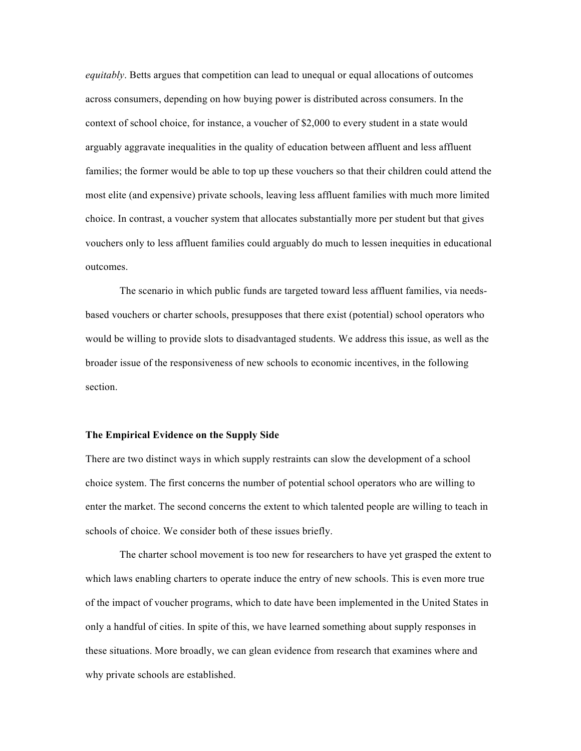*equitably*. Betts argues that competition can lead to unequal or equal allocations of outcomes across consumers, depending on how buying power is distributed across consumers. In the context of school choice, for instance, a voucher of $2,000 to every student in a state would arguably aggravate inequalities in the quality of education between affluent and less affluent families; the former would be able to top up these vouchers so that their children could attend the most elite (and expensive) private schools, leaving less affluent families with much more limited choice. In contrast, a voucher system that allocates substantially more per student but that gives vouchers only to less affluent families could arguably do much to lessen inequities in educational outcomes.

The scenario in which public funds are targeted toward less affluent families, via needs-based vouchers or charter schools, presupposes that there exist (potential) school operators who would be willing to provide slots to disadvantaged students. We address this issue, as well as the broader issue of the responsiveness of new schools to economic incentives, in the following section.

**The Empirical Evidence on the Supply Side**

There are two distinct ways in which supply restraints can slow the development of a school choice system. The first concerns the number of potential school operators who are willing to enter the market. The second concerns the extent to which talented people are willing to teach in schools of choice. We consider both of these issues briefly.

The charter school movement is too new for researchers to have yet grasped the extent to which laws enabling charters to operate induce the entry of new schools. This is even more true of the impact of voucher programs, which to date have been implemented in the United States in only a handful of cities. In spite of this, we have learned something about supply responses in these situations. More broadly, we can glean evidence from research that examines where and why private schools are established.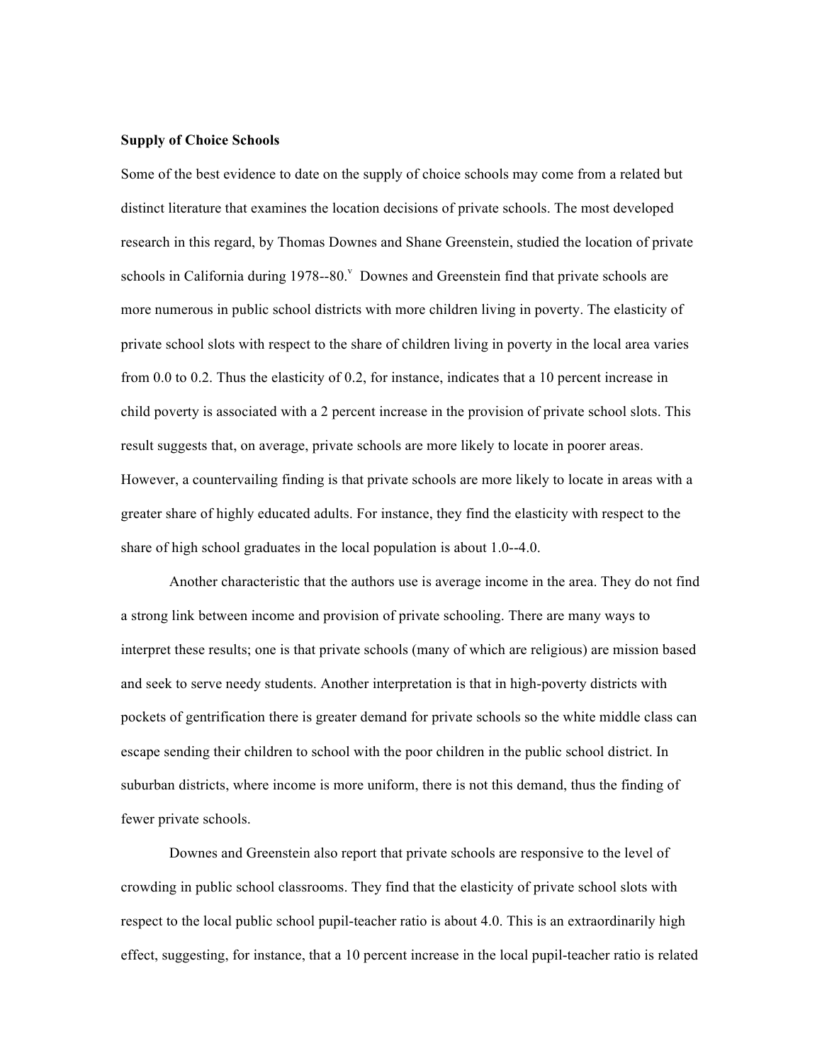**Supply of Choice Schools**

Some of the best evidence to date on the supply of choice schools may come from a related but distinct literature that examines the location decisions of private schools. The most developed research in this regard, by Thomas Downes and Shane Greenstein, studied the location of private schools in California during 1978--80.[v] Downes and Greenstein find that private schools are more numerous in public school districts with more children living in poverty. The elasticity of private school slots with respect to the share of children living in poverty in the local area varies from 0.0 to 0.2. Thus the elasticity of 0.2, for instance, indicates that a 10 percent increase in child poverty is associated with a 2 percent increase in the provision of private school slots. This result suggests that, on average, private schools are more likely to locate in poorer areas. However, a countervailing finding is that private schools are more likely to locate in areas with a greater share of highly educated adults. For instance, they find the elasticity with respect to the share of high school graduates in the local population is about 1.0--4.0.

Another characteristic that the authors use is average income in the area. They do not find a strong link between income and provision of private schooling. There are many ways to interpret these results; one is that private schools (many of which are religious) are mission based and seek to serve needy students. Another interpretation is that in high-poverty districts with pockets of gentrification there is greater demand for private schools so the white middle class can escape sending their children to school with the poor children in the public school district. In suburban districts, where income is more uniform, there is not this demand, thus the finding of fewer private schools.

Downes and Greenstein also report that private schools are responsive to the level of crowding in public school classrooms. They find that the elasticity of private school slots with respect to the local public school pupil-teacher ratio is about 4.0. This is an extraordinarily high effect, suggesting, for instance, that a 10 percent increase in the local pupil-teacher ratio is related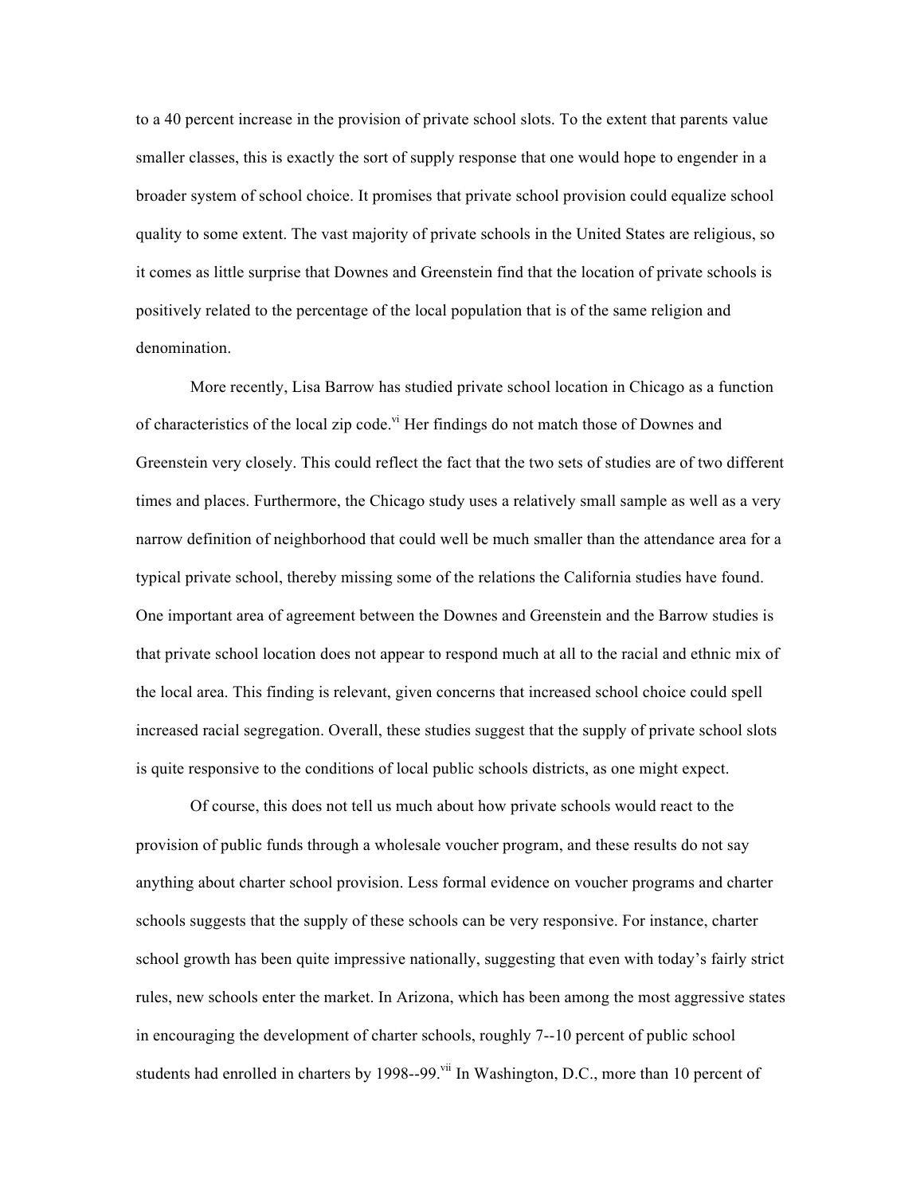to a 40 percent increase in the provision of private school slots. To the extent that parents value smaller classes, this is exactly the sort of supply response that one would hope to engender in a broader system of school choice. It promises that private school provision could equalize school quality to some extent. The vast majority of private schools in the United States are religious, so it comes as little surprise that Downes and Greenstein find that the location of private schools is positively related to the percentage of the local population that is of the same religion and denomination.

More recently, Lisa Barrow has studied private school location in Chicago as a function of characteristics of the local zip code.[vi] Her findings do not match those of Downes and Greenstein very closely. This could reflect the fact that the two sets of studies are of two different times and places. Furthermore, the Chicago study uses a relatively small sample as well as a very narrow definition of neighborhood that could well be much smaller than the attendance area for a typical private school, thereby missing some of the relations the California studies have found. One important area of agreement between the Downes and Greenstein and the Barrow studies is that private school location does not appear to respond much at all to the racial and ethnic mix of the local area. This finding is relevant, given concerns that increased school choice could spell increased racial segregation. Overall, these studies suggest that the supply of private school slots is quite responsive to the conditions of local public schools districts, as one might expect.

Of course, this does not tell us much about how private schools would react to the provision of public funds through a wholesale voucher program, and these results do not say anything about charter school provision. Less formal evidence on voucher programs and charter schools suggests that the supply of these schools can be very responsive. For instance, charter school growth has been quite impressive nationally, suggesting that even with today's fairly strict rules, new schools enter the market. In Arizona, which has been among the most aggressive states in encouraging the development of charter schools, roughly 7--10 percent of public school students had enrolled in charters by 1998--99.[vii] In Washington, D.C., more than 10 percent of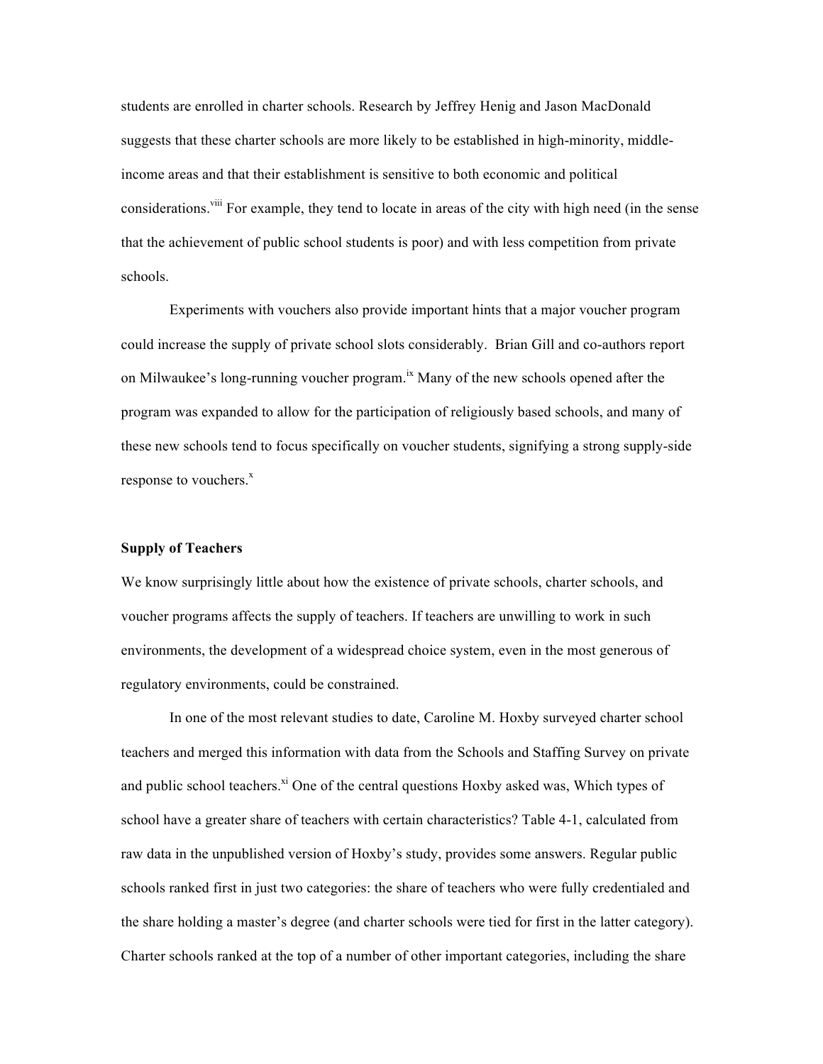students are enrolled in charter schools. Research by Jeffrey Henig and Jason MacDonald suggests that these charter schools are more likely to be established in high-minority, middle-income areas and that their establishment is sensitive to both economic and political considerations.[viii] For example, they tend to locate in areas of the city with high need (in the sense that the achievement of public school students is poor) and with less competition from private schools.

Experiments with vouchers also provide important hints that a major voucher program could increase the supply of private school slots considerably. Brian Gill and co-authors report on Milwaukee's long-running voucher program.[ix] Many of the new schools opened after the program was expanded to allow for the participation of religiously based schools, and many of these new schools tend to focus specifically on voucher students, signifying a strong supply-side response to vouchers.[x]

**Supply of Teachers**

We know surprisingly little about how the existence of private schools, charter schools, and voucher programs affects the supply of teachers. If teachers are unwilling to work in such environments, the development of a widespread choice system, even in the most generous of regulatory environments, could be constrained.

In one of the most relevant studies to date, Caroline M. Hoxby surveyed charter school teachers and merged this information with data from the Schools and Staffing Survey on private and public school teachers.[xi] One of the central questions Hoxby asked was, Which types of school have a greater share of teachers with certain characteristics? Table 4-1, calculated from raw data in the unpublished version of Hoxby's study, provides some answers. Regular public schools ranked first in just two categories: the share of teachers who were fully credentialed and the share holding a master's degree (and charter schools were tied for first in the latter category). Charter schools ranked at the top of a number of other important categories, including the share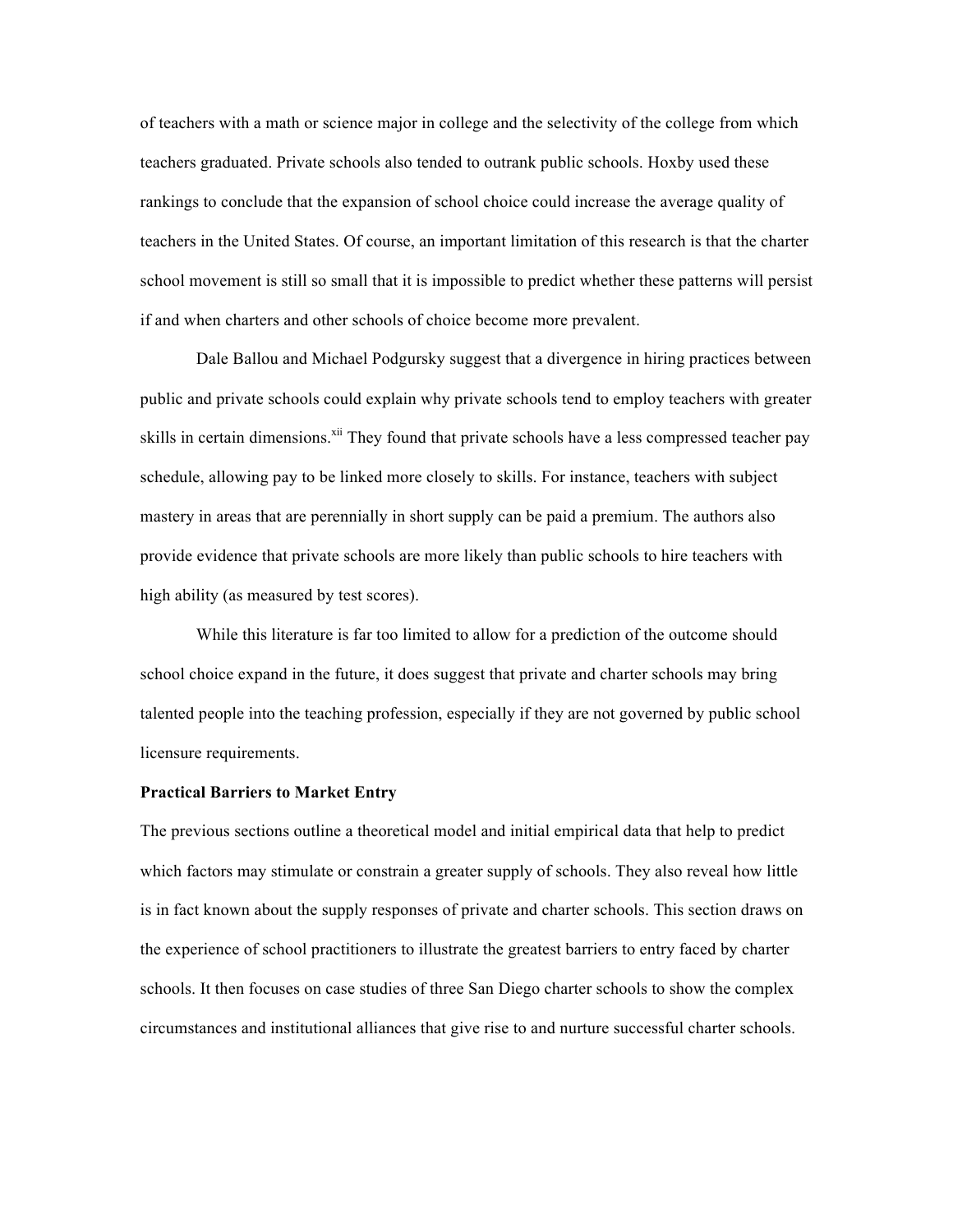of teachers with a math or science major in college and the selectivity of the college from which teachers graduated. Private schools also tended to outrank public schools. Hoxby used these rankings to conclude that the expansion of school choice could increase the average quality of teachers in the United States. Of course, an important limitation of this research is that the charter school movement is still so small that it is impossible to predict whether these patterns will persist if and when charters and other schools of choice become more prevalent.

Dale Ballou and Michael Podgursky suggest that a divergence in hiring practices between public and private schools could explain why private schools tend to employ teachers with greater skills in certain dimensions.[xii] They found that private schools have a less compressed teacher pay schedule, allowing pay to be linked more closely to skills. For instance, teachers with subject mastery in areas that are perennially in short supply can be paid a premium. The authors also provide evidence that private schools are more likely than public schools to hire teachers with high ability (as measured by test scores).

While this literature is far too limited to allow for a prediction of the outcome should school choice expand in the future, it does suggest that private and charter schools may bring talented people into the teaching profession, especially if they are not governed by public school licensure requirements.

**Practical Barriers to Market Entry**

The previous sections outline a theoretical model and initial empirical data that help to predict which factors may stimulate or constrain a greater supply of schools. They also reveal how little is in fact known about the supply responses of private and charter schools. This section draws on the experience of school practitioners to illustrate the greatest barriers to entry faced by charter schools. It then focuses on case studies of three San Diego charter schools to show the complex circumstances and institutional alliances that give rise to and nurture successful charter schools.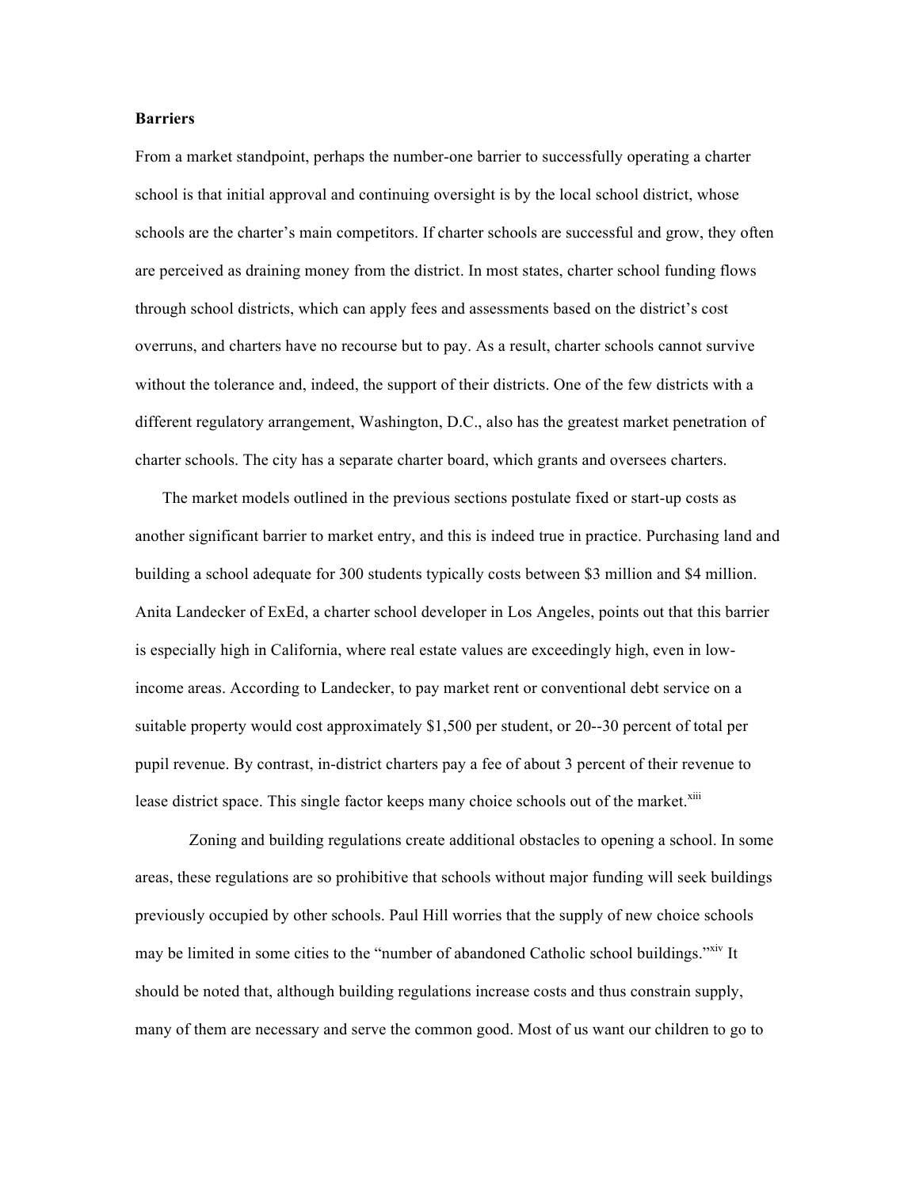**Barriers**

From a market standpoint, perhaps the number-one barrier to successfully operating a charter school is that initial approval and continuing oversight is by the local school district, whose schools are the charter's main competitors. If charter schools are successful and grow, they often are perceived as draining money from the district. In most states, charter school funding flows through school districts, which can apply fees and assessments based on the district's cost overruns, and charters have no recourse but to pay. As a result, charter schools cannot survive without the tolerance and, indeed, the support of their districts. One of the few districts with a different regulatory arrangement, Washington, D.C., also has the greatest market penetration of charter schools. The city has a separate charter board, which grants and oversees charters.

The market models outlined in the previous sections postulate fixed or start-up costs as another significant barrier to market entry, and this is indeed true in practice. Purchasing land and building a school adequate for 300 students typically costs between $3 million and $4 million. Anita Landecker of ExEd, a charter school developer in Los Angeles, points out that this barrier is especially high in California, where real estate values are exceedingly high, even in low-income areas. According to Landecker, to pay market rent or conventional debt service on a suitable property would cost approximately $1,500 per student, or 20--30 percent of total per pupil revenue. By contrast, in-district charters pay a fee of about 3 percent of their revenue to lease district space. This single factor keeps many choice schools out of the market.[xiii]

Zoning and building regulations create additional obstacles to opening a school. In some areas, these regulations are so prohibitive that schools without major funding will seek buildings previously occupied by other schools. Paul Hill worries that the supply of new choice schools may be limited in some cities to the "number of abandoned Catholic school buildings."[xiv] It should be noted that, although building regulations increase costs and thus constrain supply, many of them are necessary and serve the common good. Most of us want our children to go to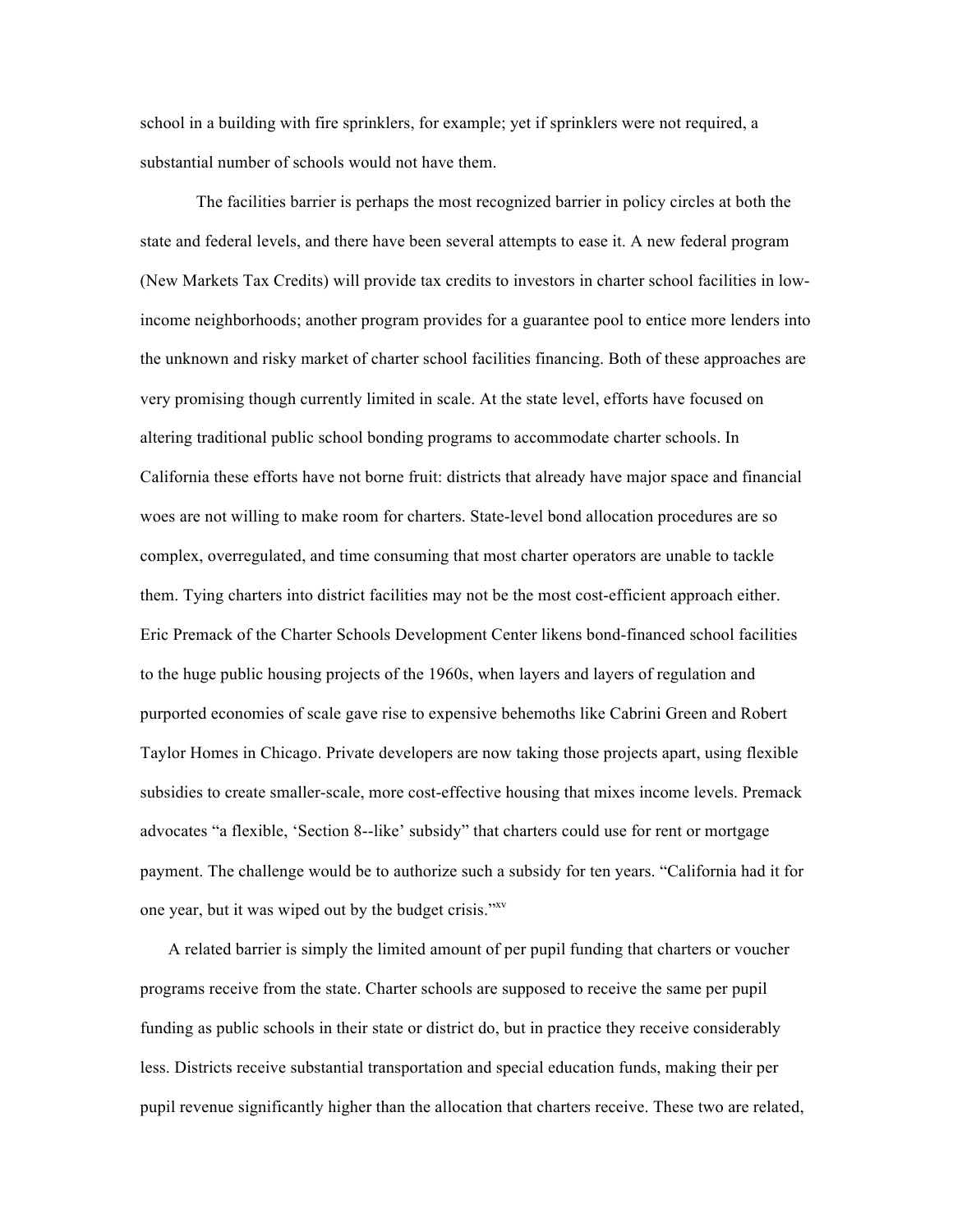school in a building with fire sprinklers, for example; yet if sprinklers were not required, a substantial number of schools would not have them.

The facilities barrier is perhaps the most recognized barrier in policy circles at both the state and federal levels, and there have been several attempts to ease it. A new federal program (New Markets Tax Credits) will provide tax credits to investors in charter school facilities in low-income neighborhoods; another program provides for a guarantee pool to entice more lenders into the unknown and risky market of charter school facilities financing. Both of these approaches are very promising though currently limited in scale. At the state level, efforts have focused on altering traditional public school bonding programs to accommodate charter schools. In California these efforts have not borne fruit: districts that already have major space and financial woes are not willing to make room for charters. State-level bond allocation procedures are so complex, overregulated, and time consuming that most charter operators are unable to tackle them. Tying charters into district facilities may not be the most cost-efficient approach either. Eric Premack of the Charter Schools Development Center likens bond-financed school facilities to the huge public housing projects of the 1960s, when layers and layers of regulation and purported economies of scale gave rise to expensive behemoths like Cabrini Green and Robert Taylor Homes in Chicago. Private developers are now taking those projects apart, using flexible subsidies to create smaller-scale, more cost-effective housing that mixes income levels. Premack advocates "a flexible, 'Section 8--like' subsidy" that charters could use for rent or mortgage payment. The challenge would be to authorize such a subsidy for ten years. "California had it for one year, but it was wiped out by the budget crisis."[xv]

A related barrier is simply the limited amount of per pupil funding that charters or voucher programs receive from the state. Charter schools are supposed to receive the same per pupil funding as public schools in their state or district do, but in practice they receive considerably less. Districts receive substantial transportation and special education funds, making their per pupil revenue significantly higher than the allocation that charters receive. These two are related,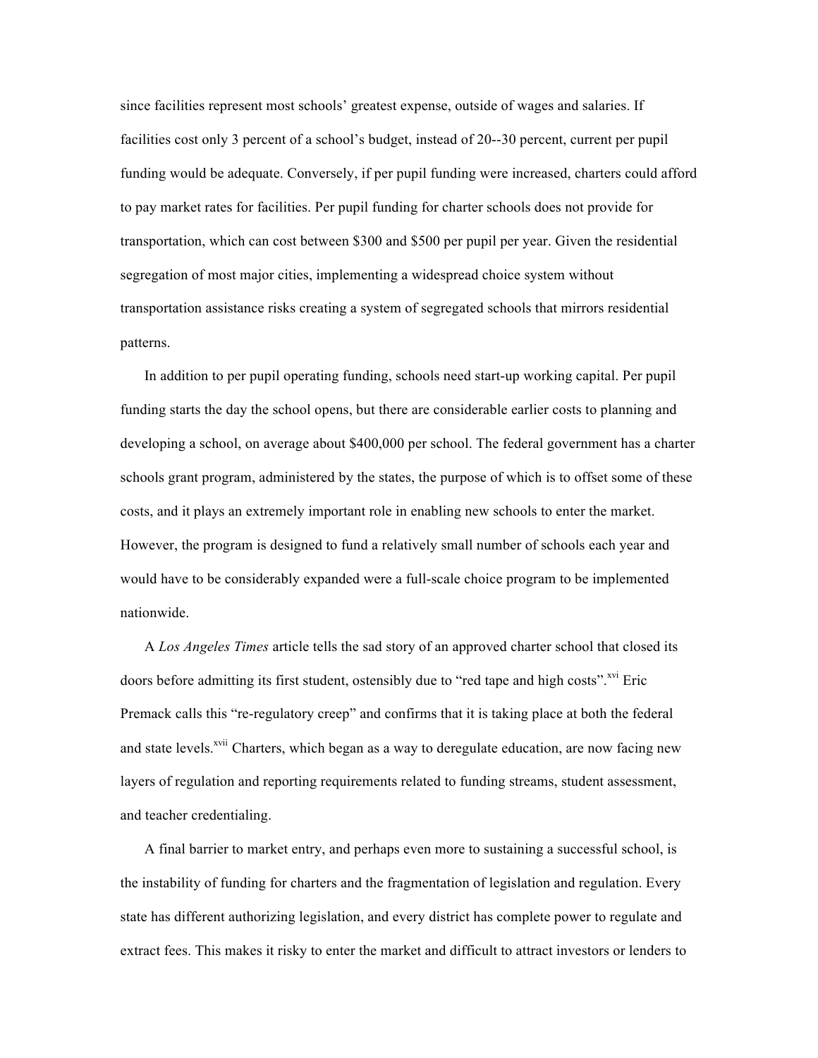since facilities represent most schools' greatest expense, outside of wages and salaries. If facilities cost only 3 percent of a school's budget, instead of 20--30 percent, current per pupil funding would be adequate. Conversely, if per pupil funding were increased, charters could afford to pay market rates for facilities. Per pupil funding for charter schools does not provide for transportation, which can cost between $300 and $500 per pupil per year. Given the residential segregation of most major cities, implementing a widespread choice system without transportation assistance risks creating a system of segregated schools that mirrors residential patterns.

In addition to per pupil operating funding, schools need start-up working capital. Per pupil funding starts the day the school opens, but there are considerable earlier costs to planning and developing a school, on average about $400,000 per school. The federal government has a charter schools grant program, administered by the states, the purpose of which is to offset some of these costs, and it plays an extremely important role in enabling new schools to enter the market. However, the program is designed to fund a relatively small number of schools each year and would have to be considerably expanded were a full-scale choice program to be implemented nationwide.

A *Los Angeles Times* article tells the sad story of an approved charter school that closed its doors before admitting its first student, ostensibly due to "red tape and high costs".[xvi] Eric Premack calls this "re-regulatory creep" and confirms that it is taking place at both the federal and state levels.[xvii] Charters, which began as a way to deregulate education, are now facing new layers of regulation and reporting requirements related to funding streams, student assessment, and teacher credentialing.

A final barrier to market entry, and perhaps even more to sustaining a successful school, is the instability of funding for charters and the fragmentation of legislation and regulation. Every state has different authorizing legislation, and every district has complete power to regulate and extract fees. This makes it risky to enter the market and difficult to attract investors or lenders to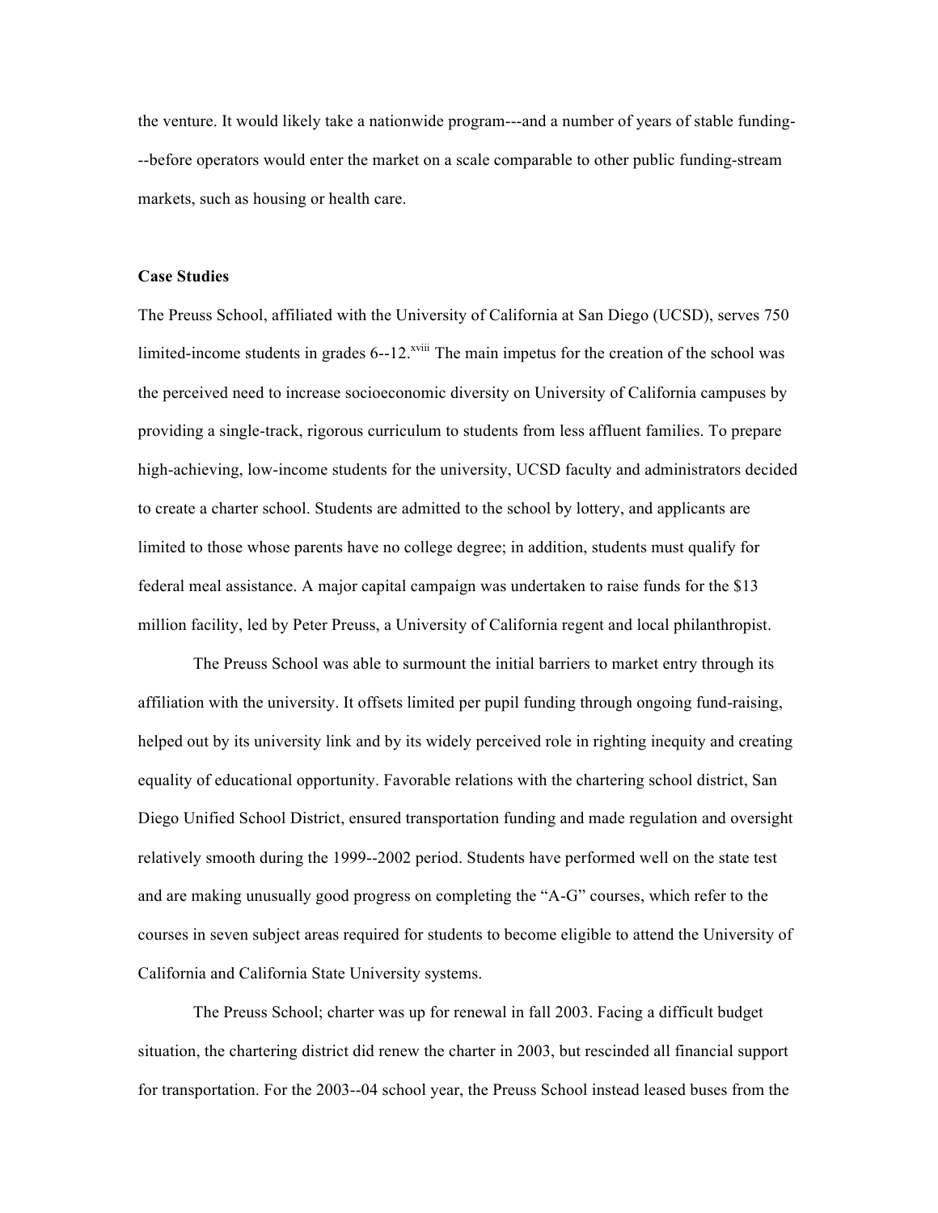the venture. It would likely take a nationwide program---and a number of years of stable funding---before operators would enter the market on a scale comparable to other public funding-stream markets, such as housing or health care.

**Case Studies**

The Preuss School, affiliated with the University of California at San Diego (UCSD), serves 750 limited-income students in grades 6--12.[xviii] The main impetus for the creation of the school was the perceived need to increase socioeconomic diversity on University of California campuses by providing a single-track, rigorous curriculum to students from less affluent families. To prepare high-achieving, low-income students for the university, UCSD faculty and administrators decided to create a charter school. Students are admitted to the school by lottery, and applicants are limited to those whose parents have no college degree; in addition, students must qualify for federal meal assistance. A major capital campaign was undertaken to raise funds for the $13 million facility, led by Peter Preuss, a University of California regent and local philanthropist.

The Preuss School was able to surmount the initial barriers to market entry through its affiliation with the university. It offsets limited per pupil funding through ongoing fund-raising, helped out by its university link and by its widely perceived role in righting inequity and creating equality of educational opportunity. Favorable relations with the chartering school district, San Diego Unified School District, ensured transportation funding and made regulation and oversight relatively smooth during the 1999--2002 period. Students have performed well on the state test and are making unusually good progress on completing the "A-G" courses, which refer to the courses in seven subject areas required for students to become eligible to attend the University of California and California State University systems.

The Preuss School; charter was up for renewal in fall 2003. Facing a difficult budget situation, the chartering district did renew the charter in 2003, but rescinded all financial support for transportation. For the 2003--04 school year, the Preuss School instead leased buses from the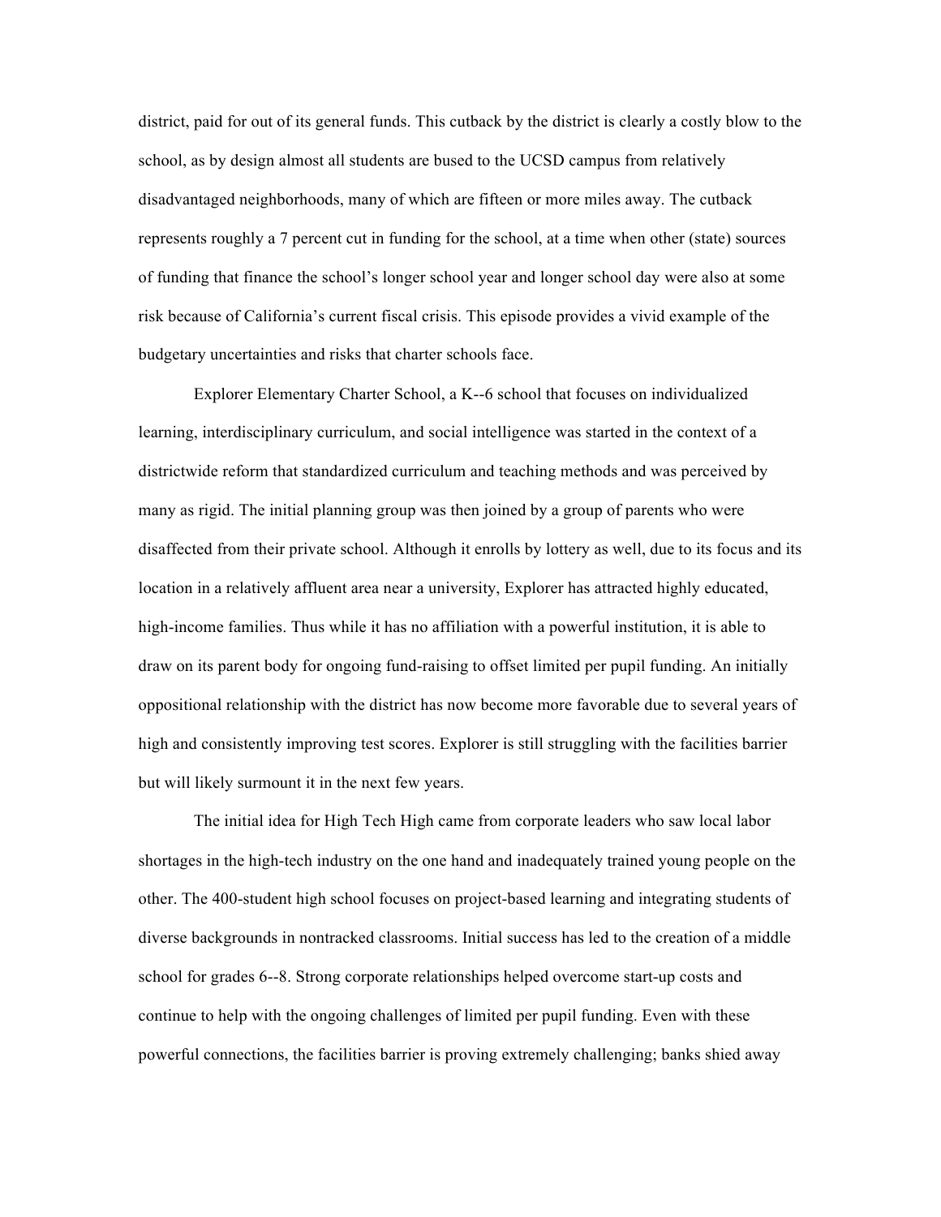district, paid for out of its general funds. This cutback by the district is clearly a costly blow to the school, as by design almost all students are bused to the UCSD campus from relatively disadvantaged neighborhoods, many of which are fifteen or more miles away. The cutback represents roughly a 7 percent cut in funding for the school, at a time when other (state) sources of funding that finance the school's longer school year and longer school day were also at some risk because of California's current fiscal crisis. This episode provides a vivid example of the budgetary uncertainties and risks that charter schools face.

Explorer Elementary Charter School, a K--6 school that focuses on individualized learning, interdisciplinary curriculum, and social intelligence was started in the context of a districtwide reform that standardized curriculum and teaching methods and was perceived by many as rigid. The initial planning group was then joined by a group of parents who were disaffected from their private school. Although it enrolls by lottery as well, due to its focus and its location in a relatively affluent area near a university, Explorer has attracted highly educated, high-income families. Thus while it has no affiliation with a powerful institution, it is able to draw on its parent body for ongoing fund-raising to offset limited per pupil funding. An initially oppositional relationship with the district has now become more favorable due to several years of high and consistently improving test scores. Explorer is still struggling with the facilities barrier but will likely surmount it in the next few years.

The initial idea for High Tech High came from corporate leaders who saw local labor shortages in the high-tech industry on the one hand and inadequately trained young people on the other. The 400-student high school focuses on project-based learning and integrating students of diverse backgrounds in nontracked classrooms. Initial success has led to the creation of a middle school for grades 6--8. Strong corporate relationships helped overcome start-up costs and continue to help with the ongoing challenges of limited per pupil funding. Even with these powerful connections, the facilities barrier is proving extremely challenging; banks shied away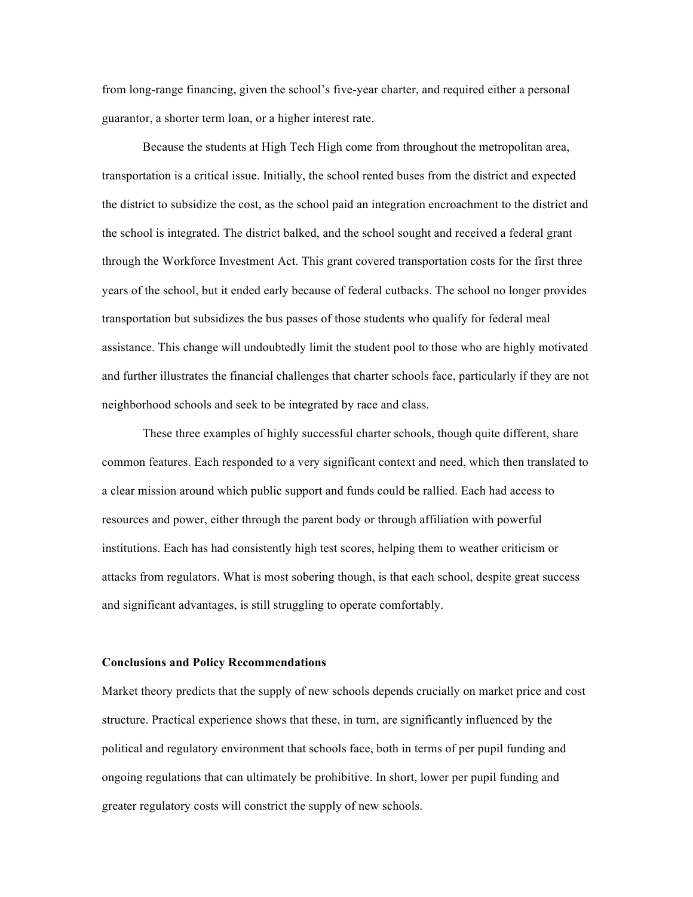from long-range financing, given the school's five-year charter, and required either a personal guarantor, a shorter term loan, or a higher interest rate.

Because the students at High Tech High come from throughout the metropolitan area, transportation is a critical issue. Initially, the school rented buses from the district and expected the district to subsidize the cost, as the school paid an integration encroachment to the district and the school is integrated. The district balked, and the school sought and received a federal grant through the Workforce Investment Act. This grant covered transportation costs for the first three years of the school, but it ended early because of federal cutbacks. The school no longer provides transportation but subsidizes the bus passes of those students who qualify for federal meal assistance. This change will undoubtedly limit the student pool to those who are highly motivated and further illustrates the financial challenges that charter schools face, particularly if they are not neighborhood schools and seek to be integrated by race and class.

These three examples of highly successful charter schools, though quite different, share common features. Each responded to a very significant context and need, which then translated to a clear mission around which public support and funds could be rallied. Each had access to resources and power, either through the parent body or through affiliation with powerful institutions. Each has had consistently high test scores, helping them to weather criticism or attacks from regulators. What is most sobering though, is that each school, despite great success and significant advantages, is still struggling to operate comfortably.

**Conclusions and Policy Recommendations**

Market theory predicts that the supply of new schools depends crucially on market price and cost structure. Practical experience shows that these, in turn, are significantly influenced by the political and regulatory environment that schools face, both in terms of per pupil funding and ongoing regulations that can ultimately be prohibitive. In short, lower per pupil funding and greater regulatory costs will constrict the supply of new schools.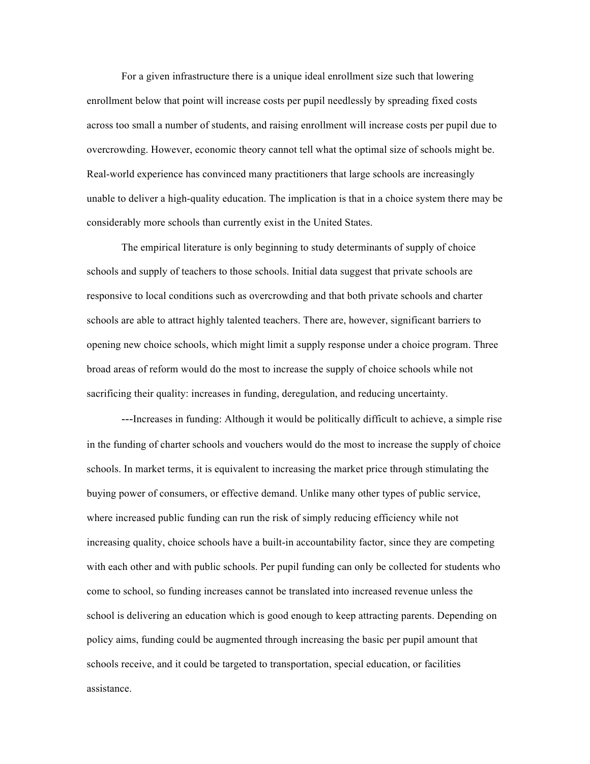For a given infrastructure there is a unique ideal enrollment size such that lowering enrollment below that point will increase costs per pupil needlessly by spreading fixed costs across too small a number of students, and raising enrollment will increase costs per pupil due to overcrowding. However, economic theory cannot tell what the optimal size of schools might be. Real-world experience has convinced many practitioners that large schools are increasingly unable to deliver a high-quality education. The implication is that in a choice system there may be considerably more schools than currently exist in the United States.

The empirical literature is only beginning to study determinants of supply of choice schools and supply of teachers to those schools. Initial data suggest that private schools are responsive to local conditions such as overcrowding and that both private schools and charter schools are able to attract highly talented teachers. There are, however, significant barriers to opening new choice schools, which might limit a supply response under a choice program. Three broad areas of reform would do the most to increase the supply of choice schools while not sacrificing their quality: increases in funding, deregulation, and reducing uncertainty.

---Increases in funding: Although it would be politically difficult to achieve, a simple rise in the funding of charter schools and vouchers would do the most to increase the supply of choice schools. In market terms, it is equivalent to increasing the market price through stimulating the buying power of consumers, or effective demand. Unlike many other types of public service, where increased public funding can run the risk of simply reducing efficiency while not increasing quality, choice schools have a built-in accountability factor, since they are competing with each other and with public schools. Per pupil funding can only be collected for students who come to school, so funding increases cannot be translated into increased revenue unless the school is delivering an education which is good enough to keep attracting parents. Depending on policy aims, funding could be augmented through increasing the basic per pupil amount that schools receive, and it could be targeted to transportation, special education, or facilities assistance.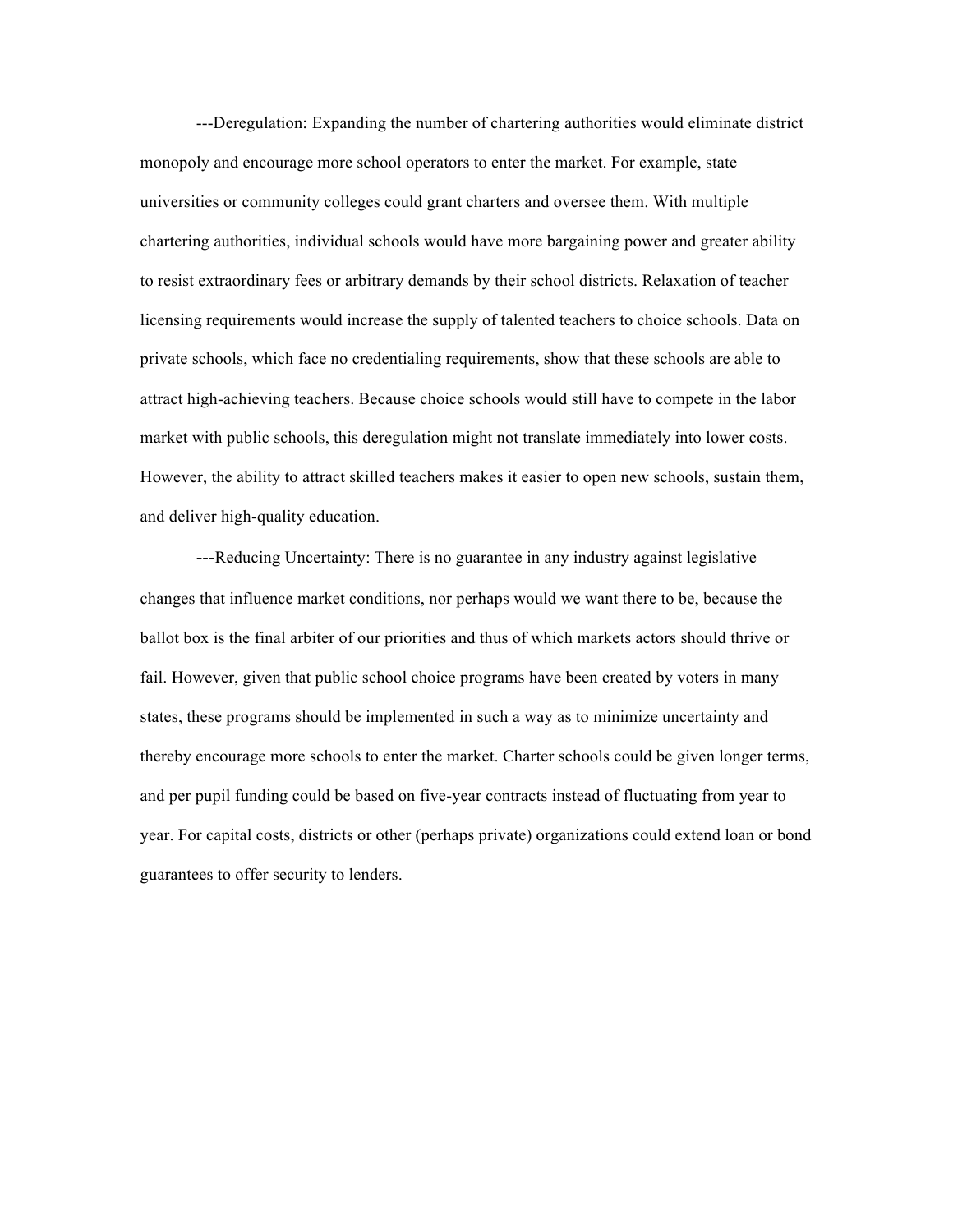---Deregulation: Expanding the number of chartering authorities would eliminate district monopoly and encourage more school operators to enter the market. For example, state universities or community colleges could grant charters and oversee them. With multiple chartering authorities, individual schools would have more bargaining power and greater ability to resist extraordinary fees or arbitrary demands by their school districts. Relaxation of teacher licensing requirements would increase the supply of talented teachers to choice schools. Data on private schools, which face no credentialing requirements, show that these schools are able to attract high-achieving teachers. Because choice schools would still have to compete in the labor market with public schools, this deregulation might not translate immediately into lower costs. However, the ability to attract skilled teachers makes it easier to open new schools, sustain them, and deliver high-quality education.

---Reducing Uncertainty: There is no guarantee in any industry against legislative changes that influence market conditions, nor perhaps would we want there to be, because the ballot box is the final arbiter of our priorities and thus of which markets actors should thrive or fail. However, given that public school choice programs have been created by voters in many states, these programs should be implemented in such a way as to minimize uncertainty and thereby encourage more schools to enter the market. Charter schools could be given longer terms, and per pupil funding could be based on five-year contracts instead of fluctuating from year to year. For capital costs, districts or other (perhaps private) organizations could extend loan or bond guarantees to offer security to lenders.